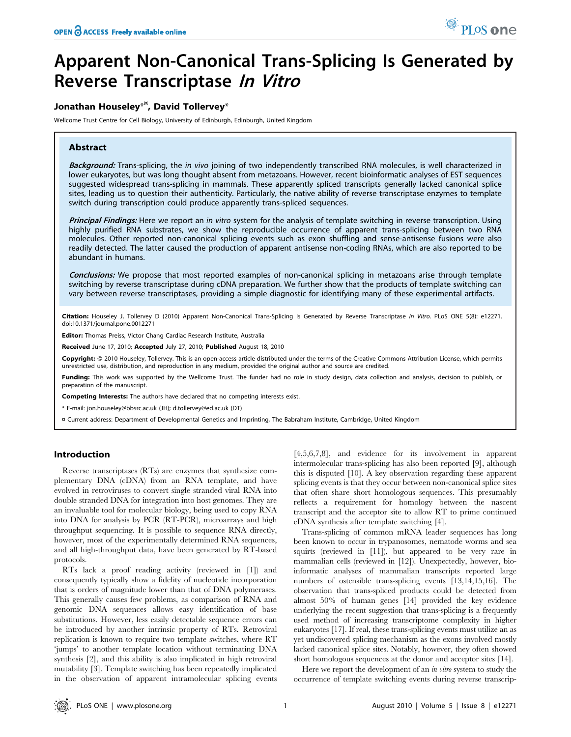# Apparent Non-Canonical Trans-Splicing Is Generated by Reverse Transcriptase *In Vitro*

**Jonathan Houseley*[¤], David Tollervey***

Wellcome Trust Centre for Cell Biology, University of Edinburgh, Edinburgh, United Kingdom

## Abstract

***Background:*** Trans-splicing, the *in vivo* joining of two independently transcribed RNA molecules, is well characterized in lower eukaryotes, but was long thought absent from metazoans. However, recent bioinformatic analyses of EST sequences suggested widespread trans-splicing in mammals. These apparently spliced transcripts generally lacked canonical splice sites, leading us to question their authenticity. Particularly, the native ability of reverse transcriptase enzymes to template switch during transcription could produce apparently trans-spliced sequences.

***Principal Findings:*** Here we report an *in vitro* system for the analysis of template switching in reverse transcription. Using highly purified RNA substrates, we show the reproducible occurrence of apparent trans-splicing between two RNA molecules. Other reported non-canonical splicing events such as exon shuffling and sense-antisense fusions were also readily detected. The latter caused the production of apparent antisense non-coding RNAs, which are also reported to be abundant in humans.

***Conclusions:*** We propose that most reported examples of non-canonical splicing in metazoans arise through template switching by reverse transcriptase during cDNA preparation. We further show that the products of template switching can vary between reverse transcriptases, providing a simple diagnostic for identifying many of these experimental artifacts.

**Citation:** Houseley J, Tollervey D (2010) Apparent Non-Canonical Trans-Splicing Is Generated by Reverse Transcriptase *In Vitro*. PLoS ONE 5(8): e12271. doi:10.1371/journal.pone.0012271

**Editor:** Thomas Preiss, Victor Chang Cardiac Research Institute, Australia

**Received** June 17, 2010; **Accepted** July 27, 2010; **Published** August 18, 2010

**Copyright:** © 2010 Houseley, Tollervey. This is an open-access article distributed under the terms of the Creative Commons Attribution License, which permits unrestricted use, distribution, and reproduction in any medium, provided the original author and source are credited.

**Funding:** This work was supported by the Wellcome Trust. The funder had no role in study design, data collection and analysis, decision to publish, or preparation of the manuscript.

**Competing Interests:** The authors have declared that no competing interests exist.

\* E-mail: jon.houseley@bbsrc.ac.uk (JH); d.tollervey@ed.ac.uk (DT)

¤ Current address: Department of Developmental Genetics and Imprinting, The Babraham Institute, Cambridge, United Kingdom

## Introduction

Reverse transcriptases (RTs) are enzymes that synthesize complementary DNA (cDNA) from an RNA template, and have evolved in retroviruses to convert single stranded viral RNA into double stranded DNA for integration into host genomes. They are an invaluable tool for molecular biology, being used to copy RNA into DNA for analysis by PCR (RT-PCR), microarrays and high throughput sequencing. It is possible to sequence RNA directly, however, most of the experimentally determined RNA sequences, and all high-throughput data, have been generated by RT-based protocols.

RTs lack a proof reading activity (reviewed in [1]) and consequently typically show a fidelity of nucleotide incorporation that is orders of magnitude lower than that of DNA polymerases. This generally causes few problems, as comparison of RNA and genomic DNA sequences allows easy identification of base substitutions. However, less easily detectable sequence errors can be introduced by another intrinsic property of RTs. Retroviral replication is known to require two template switches, where RT 'jumps' to another template location without terminating DNA synthesis [2], and this ability is also implicated in high retroviral mutability [3]. Template switching has been repeatedly implicated in the observation of apparent intramolecular splicing events [4,5,6,7,8], and evidence for its involvement in apparent intermolecular trans-splicing has also been reported [9], although this is disputed [10]. A key observation regarding these apparent splicing events is that they occur between non-canonical splice sites that often share short homologous sequences. This presumably reflects a requirement for homology between the nascent transcript and the acceptor site to allow RT to prime continued cDNA synthesis after template switching [4].

Trans-splicing of common mRNA leader sequences has long been known to occur in trypanosomes, nematode worms and sea squirts (reviewed in [11]), but appeared to be very rare in mammalian cells (reviewed in [12]). Unexpectedly, however, bioinformatic analyses of mammalian transcripts reported large numbers of ostensible trans-splicing events [13,14,15,16]. The observation that trans-spliced products could be detected from almost 50% of human genes [14] provided the key evidence underlying the recent suggestion that trans-splicing is a frequently used method of increasing transcriptome complexity in higher eukaryotes [17]. If real, these trans-splicing events must utilize an as yet undiscovered splicing mechanism as the exons involved mostly lacked canonical splice sites. Notably, however, they often showed short homologous sequences at the donor and acceptor sites [14].

Here we report the development of an *in vitro* system to study the occurrence of template switching events during reverse transcrip-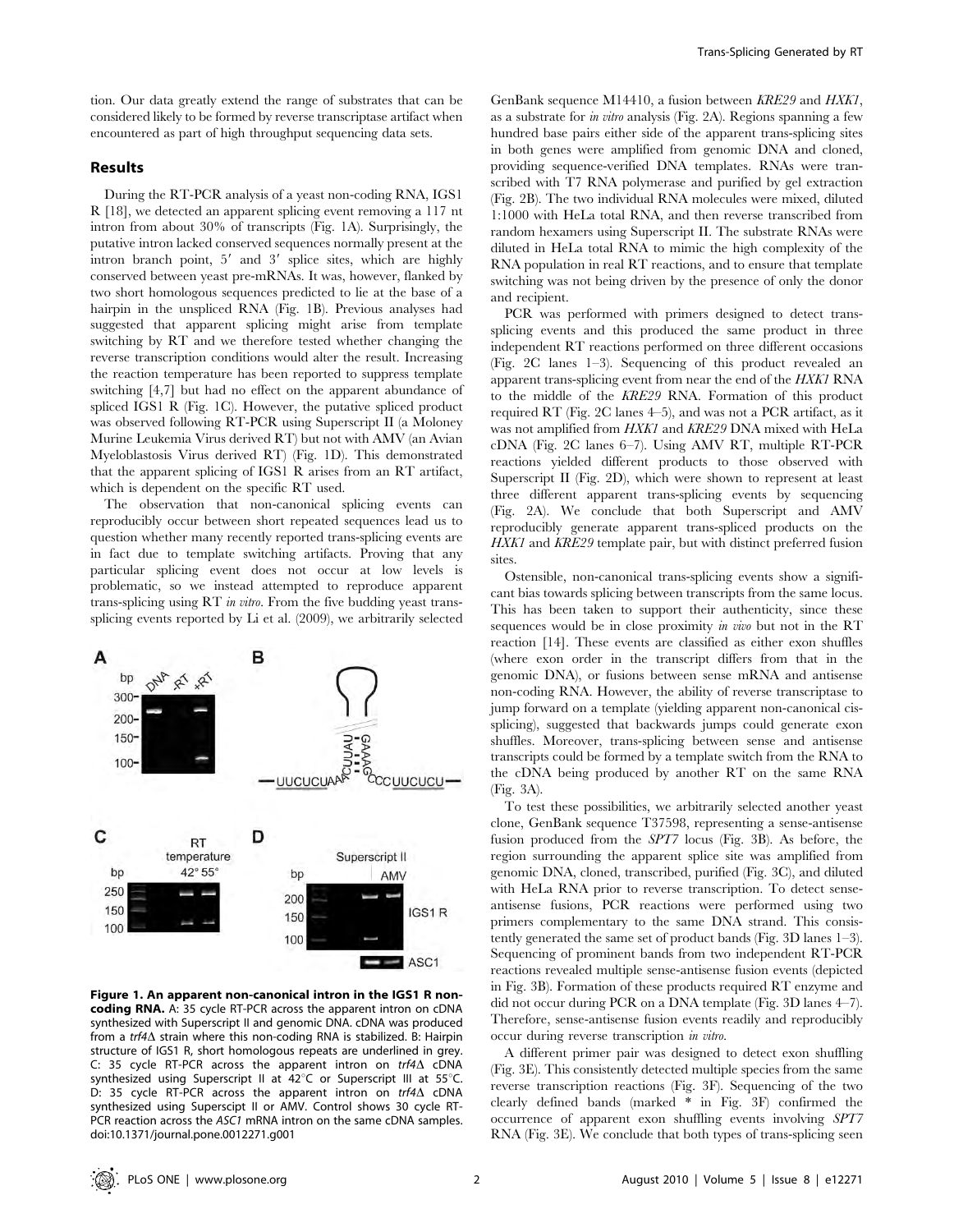tion. Our data greatly extend the range of substrates that can be considered likely to be formed by reverse transcriptase artifact when encountered as part of high throughput sequencing data sets.

## Results

During the RT-PCR analysis of a yeast non-coding RNA, IGS1 R [18], we detected an apparent splicing event removing a 117 nt intron from about 30% of transcripts (Fig. 1A). Surprisingly, the putative intron lacked conserved sequences normally present at the intron branch point, 5′ and 3′ splice sites, which are highly conserved between yeast pre-mRNAs. It was, however, flanked by two short homologous sequences predicted to lie at the base of a hairpin in the unspliced RNA (Fig. 1B). Previous analyses had suggested that apparent splicing might arise from template switching by RT and we therefore tested whether changing the reverse transcription conditions would alter the result. Increasing the reaction temperature has been reported to suppress template switching [4,7] but had no effect on the apparent abundance of spliced IGS1 R (Fig. 1C). However, the putative spliced product was observed following RT-PCR using Superscript II (a Moloney Murine Leukemia Virus derived RT) but not with AMV (an Avian Myeloblastosis Virus derived RT) (Fig. 1D). This demonstrated that the apparent splicing of IGS1 R arises from an RT artifact, which is dependent on the specific RT used.

The observation that non-canonical splicing events can reproducibly occur between short repeated sequences lead us to question whether many recently reported trans-splicing events are in fact due to template switching artifacts. Proving that any particular splicing event does not occur at low levels is problematic, so we instead attempted to reproduce apparent trans-splicing using RT *in vitro*. From the five budding yeast trans-splicing events reported by Li et al. (2009), we arbitrarily selected GenBank sequence M14410, a fusion between *KRE29* and *HXK1*, as a substrate for *in vitro* analysis (Fig. 2A). Regions spanning a few hundred base pairs either side of the apparent trans-splicing sites in both genes were amplified from genomic DNA and cloned, providing sequence-verified DNA templates. RNAs were transcribed with T7 RNA polymerase and purified by gel extraction (Fig. 2B). The two individual RNA molecules were mixed, diluted 1:1000 with HeLa total RNA, and then reverse transcribed from random hexamers using Superscript II. The substrate RNAs were diluted in HeLa total RNA to mimic the high complexity of the RNA population in real RT reactions, and to ensure that template switching was not being driven by the presence of only the donor and recipient.

PCR was performed with primers designed to detect trans-splicing events and this produced the same product in three independent RT reactions performed on three different occasions (Fig. 2C lanes 1–3). Sequencing of this product revealed an apparent trans-splicing event from near the end of the *HXK1* RNA to the middle of the *KRE29* RNA. Formation of this product required RT (Fig. 2C lanes 4–5), and was not a PCR artifact, as it was not amplified from *HXK1* and *KRE29* DNA mixed with HeLa cDNA (Fig. 2C lanes 6–7). Using AMV RT, multiple RT-PCR reactions yielded different products to those observed with Superscript II (Fig. 2D), which were shown to represent at least three different apparent trans-splicing events by sequencing (Fig. 2A). We conclude that both Superscript and AMV reproducibly generate apparent trans-spliced products on the *HXK1* and *KRE29* template pair, but with distinct preferred fusion sites.

Ostensible, non-canonical trans-splicing events show a significant bias towards splicing between transcripts from the same locus. This has been taken to support their authenticity, since these sequences would be in close proximity *in vivo* but not in the RT reaction [14]. These events are classified as either exon shuffles (where exon order in the transcript differs from that in the genomic DNA), or fusions between sense mRNA and antisense non-coding RNA. However, the ability of reverse transcriptase to jump forward on a template (yielding apparent non-canonical cis-splicing), suggested that backwards jumps could generate exon shuffles. Moreover, trans-splicing between sense and antisense transcripts could be formed by a template switch from the RNA to the cDNA being produced by another RT on the same RNA (Fig. 3A).

To test these possibilities, we arbitrarily selected another yeast clone, GenBank sequence T37598, representing a sense-antisense fusion produced from the *SPT7* locus (Fig. 3B). As before, the region surrounding the apparent splice site was amplified from genomic DNA, cloned, transcribed, purified (Fig. 3C), and diluted with HeLa RNA prior to reverse transcription. To detect sense-antisense fusions, PCR reactions were performed using two primers complementary to the same DNA strand. This consistently generated the same set of product bands (Fig. 3D lanes 1–3). Sequencing of prominent bands from two independent RT-PCR reactions revealed multiple sense-antisense fusion events (depicted in Fig. 3B). Formation of these products required RT enzyme and did not occur during PCR on a DNA template (Fig. 3D lanes 4–7). Therefore, sense-antisense fusion events readily and reproducibly occur during reverse transcription *in vitro*.

A different primer pair was designed to detect exon shuffling (Fig. 3E). This consistently detected multiple species from the same reverse transcription reactions (Fig. 3F). Sequencing of the two clearly defined bands (marked * in Fig. 3F) confirmed the occurrence of apparent exon shuffling events involving *SPT7* RNA (Fig. 3E). We conclude that both types of trans-splicing seen

A
bp
DNA -RT +RT
300
200
150
100

B
UUCUCUAA CUUAU GAAAG CCUUCUCU

C
RT temperature
42° 55°
bp
250
150
100

D
Superscript II AMV
bp
200
150
100
IGS1 R
ASC1

**Figure 1. An apparent non-canonical intron in the IGS1 R non-coding RNA.** A: 35 cycle RT-PCR across the apparent intron on cDNA synthesized with Superscript II and genomic DNA. cDNA was produced from a *trf4Δ* strain where this non-coding RNA is stabilized. B: Hairpin structure of IGS1 R, short homologous repeats are underlined in grey. C: 35 cycle RT-PCR across the apparent intron on *trf4Δ* cDNA synthesized using Superscript II at 42°C or Superscript III at 55°C. D: 35 cycle RT-PCR across the apparent intron on *trf4Δ* cDNA synthesized using Superscipt II or AMV. Control shows 30 cycle RT-PCR reaction across the *ASC1* mRNA intron on the same cDNA samples.
doi:10.1371/journal.pone.0012271.g001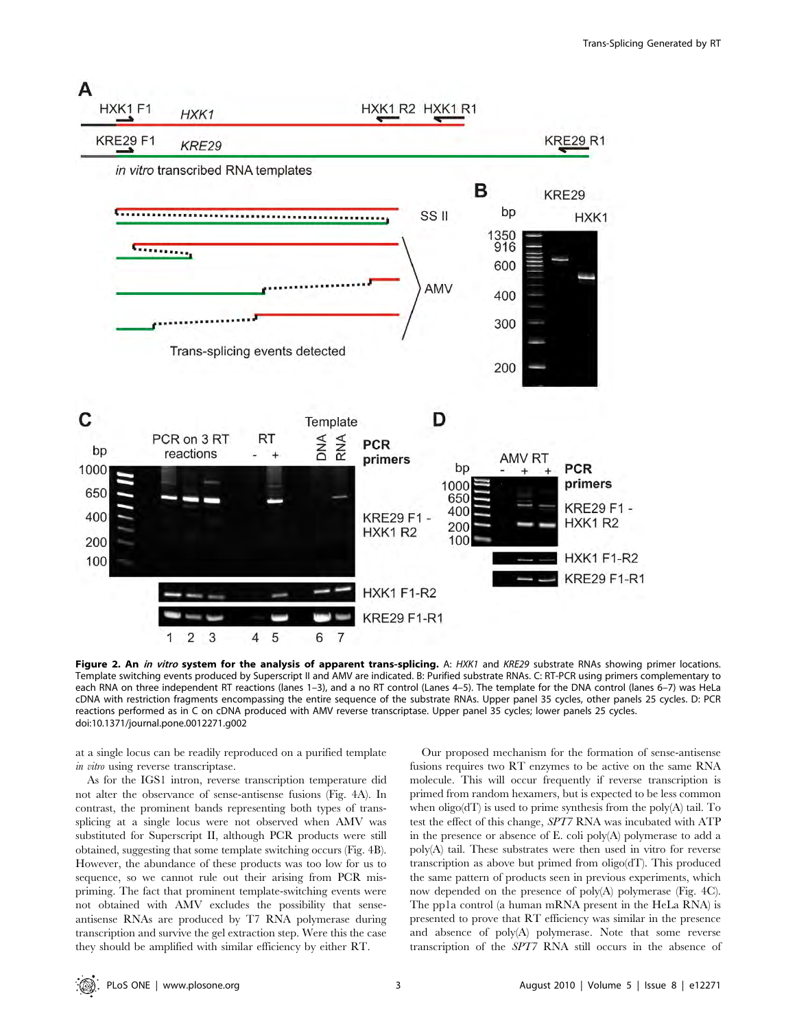A

HXK1 F1

HXK1

HXK1 R2 HXK1 R1

KRE29 F1

KRE29

KRE29 R1

*in vitro* transcribed RNA templates

SS II

AMV

Trans-splicing events detected

B

KRE29

HXK1

bp

1350

916

600

400

300

200

C

bp

1000

650

400

200

100

PCR on 3 RT reactions

RT

\- +

Template

DNA RNA

PCR primers

KRE29 F1 - HXK1 R2

HXK1 F1-R2

KRE29 F1-R1

1 2 3 4 5 6 7

D

AMV RT

\- + +

bp

1000

650

400

200

100

PCR primers

KRE29 F1 - HXK1 R2

HXK1 F1-R2

KRE29 F1-R1

**Figure 2. An *in vitro* system for the analysis of apparent trans-splicing.** A: *HXK1* and *KRE29* substrate RNAs showing primer locations. Template switching events produced by Superscript II and AMV are indicated. B: Purified substrate RNAs. C: RT-PCR using primers complementary to each RNA on three independent RT reactions (lanes 1–3), and a no RT control (Lanes 4–5). The template for the DNA control (lanes 6–7) was HeLa cDNA with restriction fragments encompassing the entire sequence of the substrate RNAs. Upper panel 35 cycles, other panels 25 cycles. D: PCR reactions performed as in C on cDNA produced with AMV reverse transcriptase. Upper panel 35 cycles; lower panels 25 cycles.
doi:10.1371/journal.pone.0012271.g002

at a single locus can be readily reproduced on a purified template *in vitro* using reverse transcriptase.

As for the IGS1 intron, reverse transcription temperature did not alter the observance of sense-antisense fusions (Fig. 4A). In contrast, the prominent bands representing both types of trans-splicing at a single locus were not observed when AMV was substituted for Superscript II, although PCR products were still obtained, suggesting that some template switching occurs (Fig. 4B). However, the abundance of these products was too low for us to sequence, so we cannot rule out their arising from PCR mis-priming. The fact that prominent template-switching events were not obtained with AMV excludes the possibility that sense-antisense RNAs are produced by T7 RNA polymerase during transcription and survive the gel extraction step. Were this the case they should be amplified with similar efficiency by either RT.

Our proposed mechanism for the formation of sense-antisense fusions requires two RT enzymes to be active on the same RNA molecule. This will occur frequently if reverse transcription is primed from random hexamers, but is expected to be less common when oligo(dT) is used to prime synthesis from the poly(A) tail. To test the effect of this change, *SPT7* RNA was incubated with ATP in the presence or absence of E. coli poly(A) polymerase to add a poly(A) tail. These substrates were then used in vitro for reverse transcription as above but primed from oligo(dT). This produced the same pattern of products seen in previous experiments, which now depended on the presence of poly(A) polymerase (Fig. 4C). The pp1a control (a human mRNA present in the HeLa RNA) is presented to prove that RT efficiency was similar in the presence and absence of poly(A) polymerase. Note that some reverse transcription of the *SPT7* RNA still occurs in the absence of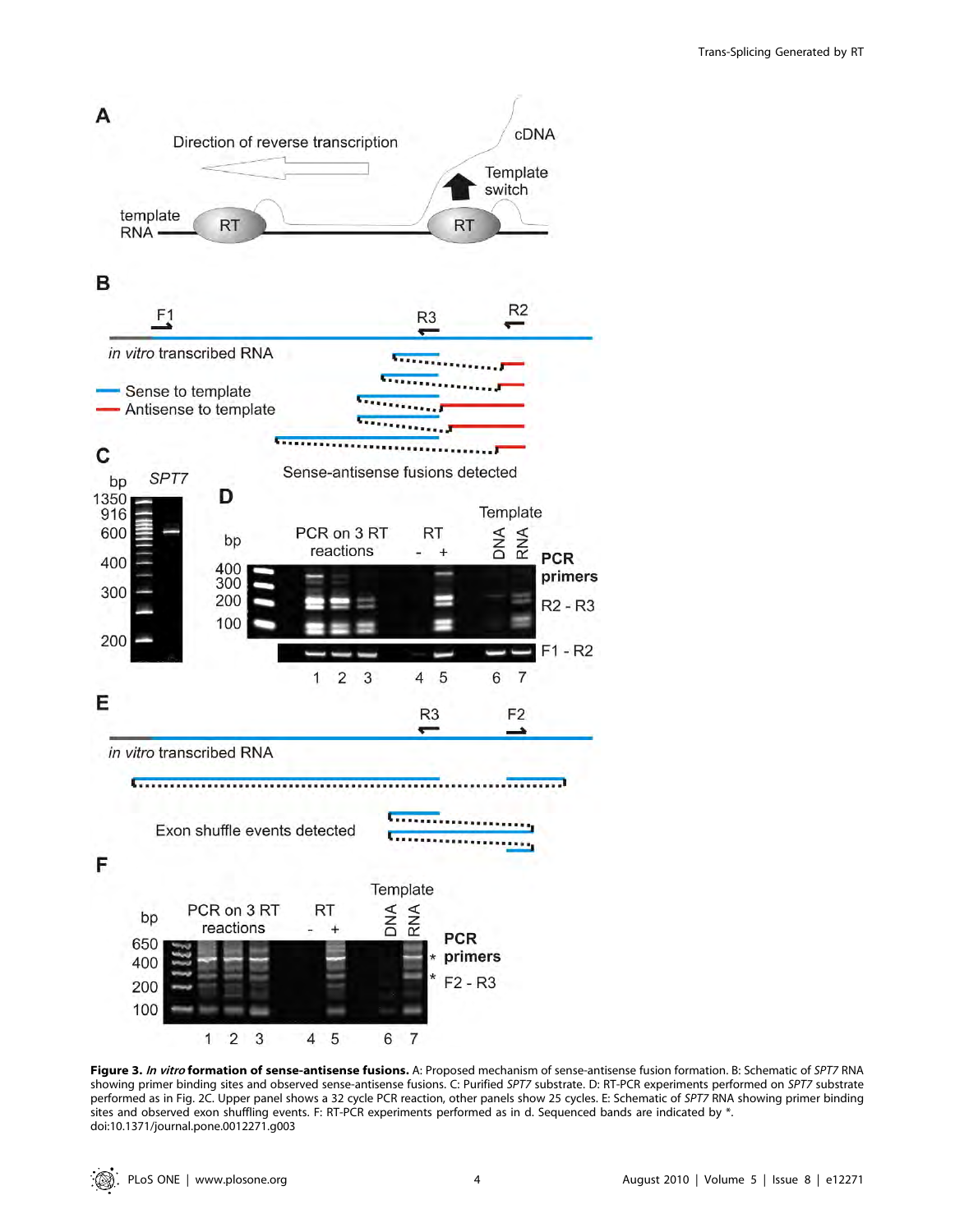A

Direction of reverse transcription

cDNA

Template switch

template RNA

RT

RT

B

F1

R3

R2

*in vitro* transcribed RNA

Sense to template

Antisense to template

Sense-antisense fusions detected

C

bp

*SPT7*

1350

916

600

400

300

200

D

bp

PCR on 3 RT reactions

RT

- +

Template

DNA RNA

PCR primers

400

300

200

100

R2 - R3

F1 - R2

1 2 3 4 5 6 7

E

R3

F2

*in vitro* transcribed RNA

Exon shuffle events detected

F

bp

PCR on 3 RT reactions

RT

- +

Template

DNA RNA

PCR primers

650

400

200

100

F2 - R3

1 2 3 4 5 6 7

**Figure 3. *In vitro* formation of sense-antisense fusions.** A: Proposed mechanism of sense-antisense fusion formation. B: Schematic of *SPT7* RNA showing primer binding sites and observed sense-antisense fusions. C: Purified *SPT7* substrate. D: RT-PCR experiments performed on *SPT7* substrate performed as in Fig. 2C. Upper panel shows a 32 cycle PCR reaction, other panels show 25 cycles. E: Schematic of *SPT7* RNA showing primer binding sites and observed exon shuffling events. F: RT-PCR experiments performed as in d. Sequenced bands are indicated by *.
doi:10.1371/journal.pone.0012271.g003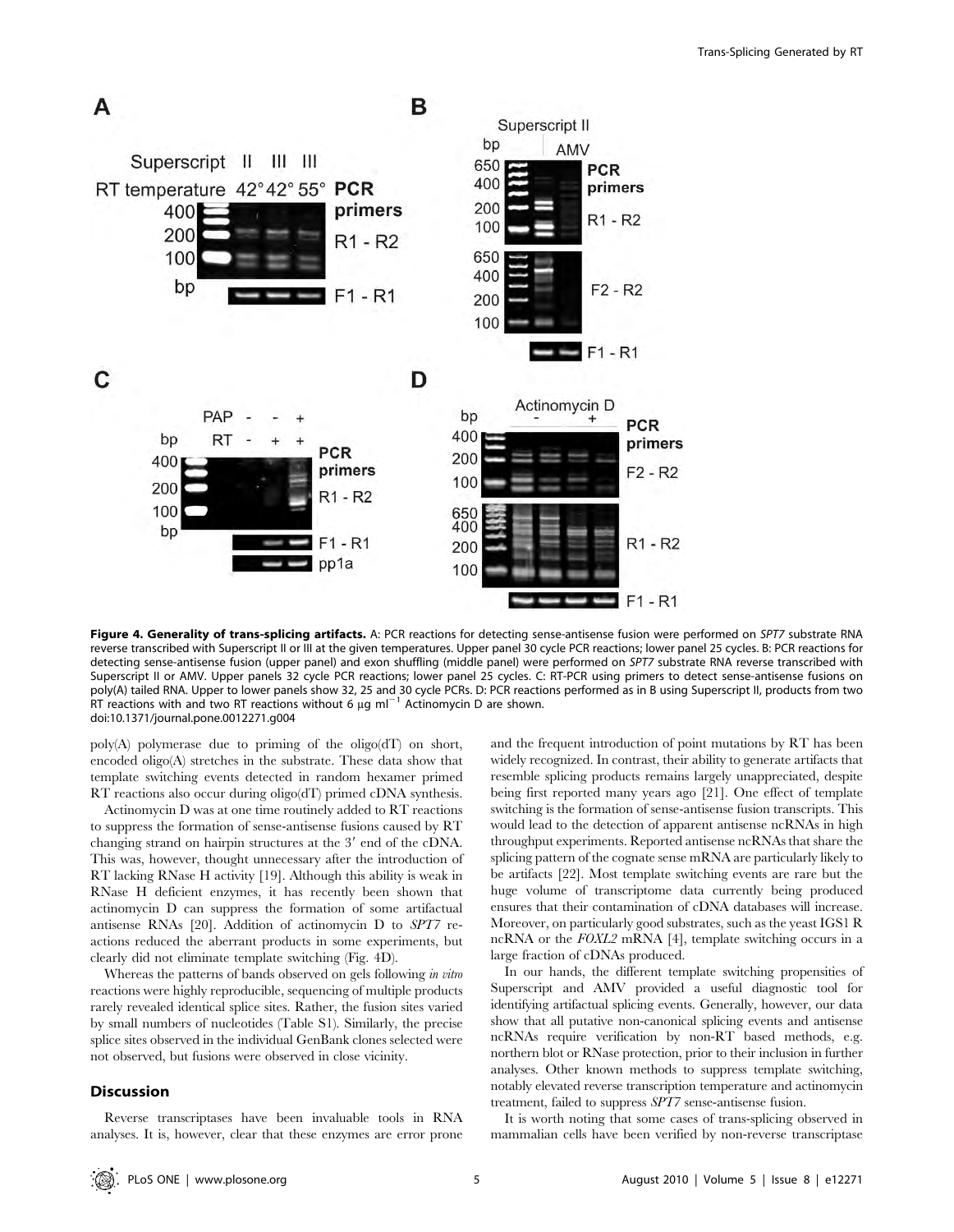A

Superscript II III III

RT temperature 42° 42° 55° PCR primers

400

200

100

bp

R1 - R2

F1 - R1

B

Superscript II AMV

bp

650

400

200

100

PCR primers

R1 - R2

650

400

200

100

F2 - R2

F1 - R1

C

PAP - - +

bp RT - + +

400

200

100

bp

PCR primers

R1 - R2

F1 - R1

pp1a

D

Actinomycin D

bp - +

400

200

100

PCR primers

F2 - R2

650

400

200

100

R1 - R2

F1 - R1

**Figure 4. Generality of trans-splicing artifacts.** A: PCR reactions for detecting sense-antisense fusion were performed on *SPT7* substrate RNA reverse transcribed with Superscript II or III at the given temperatures. Upper panel 30 cycle PCR reactions; lower panel 25 cycles. B: PCR reactions for detecting sense-antisense fusion (upper panel) and exon shuffling (middle panel) were performed on *SPT7* substrate RNA reverse transcribed with Superscript II or AMV. Upper panels 32 cycle PCR reactions; lower panel 25 cycles. C: RT-PCR using primers to detect sense-antisense fusions on poly(A) tailed RNA. Upper to lower panels show 32, 25 and 30 cycle PCRs. D: PCR reactions performed as in B using Superscript II, products from two RT reactions with and two RT reactions without 6 μg ml$^{-1}$ Actinomycin D are shown.
doi:10.1371/journal.pone.0012271.g004

poly(A) polymerase due to priming of the oligo(dT) on short, encoded oligo(A) stretches in the substrate. These data show that template switching events detected in random hexamer primed RT reactions also occur during oligo(dT) primed cDNA synthesis.

Actinomycin D was at one time routinely added to RT reactions to suppress the formation of sense-antisense fusions caused by RT changing strand on hairpin structures at the 3′ end of the cDNA. This was, however, thought unnecessary after the introduction of RT lacking RNase H activity [19]. Although this ability is weak in RNase H deficient enzymes, it has recently been shown that actinomycin D can suppress the formation of some artifactual antisense RNAs [20]. Addition of actinomycin D to *SPT7* reactions reduced the aberrant products in some experiments, but clearly did not eliminate template switching (Fig. 4D).

Whereas the patterns of bands observed on gels following *in vitro* reactions were highly reproducible, sequencing of multiple products rarely revealed identical splice sites. Rather, the fusion sites varied by small numbers of nucleotides (Table S1). Similarly, the precise splice sites observed in the individual GenBank clones selected were not observed, but fusions were observed in close vicinity.

## Discussion

Reverse transcriptases have been invaluable tools in RNA analyses. It is, however, clear that these enzymes are error prone and the frequent introduction of point mutations by RT has been widely recognized. In contrast, their ability to generate artifacts that resemble splicing products remains largely unappreciated, despite being first reported many years ago [21]. One effect of template switching is the formation of sense-antisense fusion transcripts. This would lead to the detection of apparent antisense ncRNAs in high throughput experiments. Reported antisense ncRNAs that share the splicing pattern of the cognate sense mRNA are particularly likely to be artifacts [22]. Most template switching events are rare but the huge volume of transcriptome data currently being produced ensures that their contamination of cDNA databases will increase. Moreover, on particularly good substrates, such as the yeast IGS1 R ncRNA or the *FOXL2* mRNA [4], template switching occurs in a large fraction of cDNAs produced.

In our hands, the different template switching propensities of Superscript and AMV provided a useful diagnostic tool for identifying artifactual splicing events. Generally, however, our data show that all putative non-canonical splicing events and antisense ncRNAs require verification by non-RT based methods, e.g. northern blot or RNase protection, prior to their inclusion in further analyses. Other known methods to suppress template switching, notably elevated reverse transcription temperature and actinomycin treatment, failed to suppress *SPT7* sense-antisense fusion.

It is worth noting that some cases of trans-splicing observed in mammalian cells have been verified by non-reverse transcriptase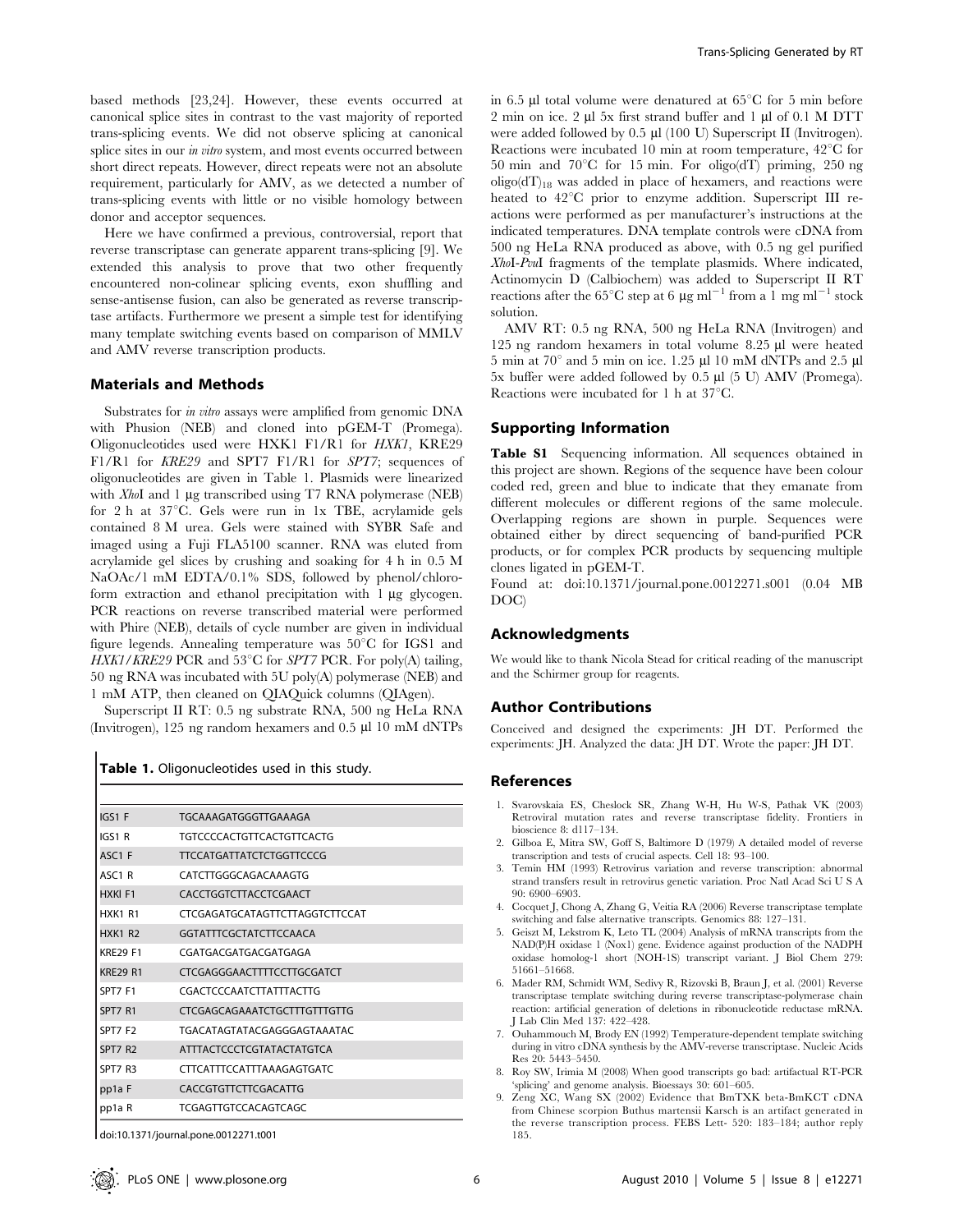based methods [23,24]. However, these events occurred at canonical splice sites in contrast to the vast majority of reported trans-splicing events. We did not observe splicing at canonical splice sites in our *in vitro* system, and most events occurred between short direct repeats. However, direct repeats were not an absolute requirement, particularly for AMV, as we detected a number of trans-splicing events with little or no visible homology between donor and acceptor sequences.

Here we have confirmed a previous, controversial, report that reverse transcriptase can generate apparent trans-splicing [9]. We extended this analysis to prove that two other frequently encountered non-colinear splicing events, exon shuffling and sense-antisense fusion, can also be generated as reverse transcriptase artifacts. Furthermore we present a simple test for identifying many template switching events based on comparison of MMLV and AMV reverse transcription products.

## Materials and Methods

Substrates for *in vitro* assays were amplified from genomic DNA with Phusion (NEB) and cloned into pGEM-T (Promega). Oligonucleotides used were HXK1 F1/R1 for *HXK1*, KRE29 F1/R1 for *KRE29* and SPT7 F1/R1 for *SPT7*; sequences of oligonucleotides are given in Table 1. Plasmids were linearized with *Xho*I and 1 µg transcribed using T7 RNA polymerase (NEB) for 2 h at 37°C. Gels were run in 1x TBE, acrylamide gels contained 8 M urea. Gels were stained with SYBR Safe and imaged using a Fuji FLA5100 scanner. RNA was eluted from acrylamide gel slices by crushing and soaking for 4 h in 0.5 M NaOAc/1 mM EDTA/0.1% SDS, followed by phenol/chloroform extraction and ethanol precipitation with 1 µg glycogen. PCR reactions on reverse transcribed material were performed with Phire (NEB), details of cycle number are given in individual figure legends. Annealing temperature was 50°C for IGS1 and *HXK1*/*KRE29* PCR and 53°C for *SPT7* PCR. For poly(A) tailing, 50 ng RNA was incubated with 5U poly(A) polymerase (NEB) and 1 mM ATP, then cleaned on QIAQuick columns (QIAgen).

Superscript II RT: 0.5 ng substrate RNA, 500 ng HeLa RNA (Invitrogen), 125 ng random hexamers and 0.5 µl 10 mM dNTPs in 6.5 µl total volume were denatured at 65°C for 5 min before 2 min on ice. 2 µl 5x first strand buffer and 1 µl of 0.1 M DTT were added followed by 0.5 µl (100 U) Superscript II (Invitrogen). Reactions were incubated 10 min at room temperature, 42°C for 50 min and 70°C for 15 min. For oligo(dT) priming, 250 ng oligo$(dT)_{18}$ was added in place of hexamers, and reactions were heated to 42°C prior to enzyme addition. Superscript III reactions were performed as per manufacturer's instructions at the indicated temperatures. DNA template controls were cDNA from 500 ng HeLa RNA produced as above, with 0.5 ng gel purified *Xho*I-*Pvu*I fragments of the template plasmids. Where indicated, Actinomycin D (Calbiochem) was added to Superscript II RT reactions after the 65°C step at 6 µg ml$^{-1}$ from a 1 mg ml$^{-1}$ stock solution.

AMV RT: 0.5 ng RNA, 500 ng HeLa RNA (Invitrogen) and 125 ng random hexamers in total volume 8.25 µl were heated 5 min at 70° and 5 min on ice. 1.25 µl 10 mM dNTPs and 2.5 µl 5x buffer were added followed by 0.5 µl (5 U) AMV (Promega). Reactions were incubated for 1 h at 37°C.

**Table 1.** Oligonucleotides used in this study.

| | |
|---|---|
| IGS1 F | TGCAAAGATGGGTTGAAAGA |
| IGS1 R | TGTCCCCACTGTTCACTGTTCACTG |
| ASC1 F | TTCCATGATTATCTCTGGTTCCCG |
| ASC1 R | CATCTTGGGCAGACAAAGTG |
| HXKl F1 | CACCTGGTCTTACCTCGAACT |
| HXK1 R1 | CTCGAGATGCATAGTTCTTAGGTCTTCCAT |
| HXK1 R2 | GGTATTTCGCTATCTTCCAACA |
| KRE29 F1 | CGATGACGATGACGATGAGA |
| KRE29 R1 | CTCGAGGGAACTTTTCCTTGCGATCT |
| SPT7 F1 | CGACTCCCAATCTTATTTACTTG |
| SPT7 R1 | CTCGAGCAGAAATCTGCTTTGTTTGTTG |
| SPT7 F2 | TGACATAGTATACGAGGGAGTAAATAC |
| SPT7 R2 | ATTTACTCCCTCGTATACTATGTCA |
| SPT7 R3 | CTTCATTTCCATTTAAAGAGTGATC |
| pp1a F | CACCGTGTTCTTCGACATTG |
| pp1a R | TCGAGTTGTCCACAGTCAGC |

doi:10.1371/journal.pone.0012271.t001

## Supporting Information

**Table S1** Sequencing information. All sequences obtained in this project are shown. Regions of the sequence have been colour coded red, green and blue to indicate that they emanate from different molecules or different regions of the same molecule. Overlapping regions are shown in purple. Sequences were obtained either by direct sequencing of band-purified PCR products, or for complex PCR products by sequencing multiple clones ligated in pGEM-T.
Found at: doi:10.1371/journal.pone.0012271.s001 (0.04 MB DOC)

## Acknowledgments

We would like to thank Nicola Stead for critical reading of the manuscript and the Schirmer group for reagents.

## Author Contributions

Conceived and designed the experiments: JH DT. Performed the experiments: JH. Analyzed the data: JH DT. Wrote the paper: JH DT.

## References

1. Svarovskaia ES, Cheslock SR, Zhang W-H, Hu W-S, Pathak VK (2003) Retroviral mutation rates and reverse transcriptase fidelity. Frontiers in bioscience 8: d117–134.
2. Gilboa E, Mitra SW, Goff S, Baltimore D (1979) A detailed model of reverse transcription and tests of crucial aspects. Cell 18: 93–100.
3. Temin HM (1993) Retrovirus variation and reverse transcription: abnormal strand transfers result in retrovirus genetic variation. Proc Natl Acad Sci U S A 90: 6900–6903.
4. Cocquet J, Chong A, Zhang G, Veitia RA (2006) Reverse transcriptase template switching and false alternative transcripts. Genomics 88: 127–131.
5. Geiszt M, Lekstrom K, Leto TL (2004) Analysis of mRNA transcripts from the NAD(P)H oxidase 1 (Nox1) gene. Evidence against production of the NADPH oxidase homolog-1 short (NOH-1S) transcript variant. J Biol Chem 279: 51661–51668.
6. Mader RM, Schmidt WM, Sedivy R, Rizovski B, Braun J, et al. (2001) Reverse transcriptase template switching during reverse transcriptase-polymerase chain reaction: artificial generation of deletions in ribonucleotide reductase mRNA. J Lab Clin Med 137: 422–428.
7. Ouhammouch M, Brody EN (1992) Temperature-dependent template switching during in vitro cDNA synthesis by the AMV-reverse transcriptase. Nucleic Acids Res 20: 5443–5450.
8. Roy SW, Irimia M (2008) When good transcripts go bad: artifactual RT-PCR 'splicing' and genome analysis. Bioessays 30: 601–605.
9. Zeng XC, Wang SX (2002) Evidence that BmTXK beta-BmKCT cDNA from Chinese scorpion Buthus martensii Karsch is an artifact generated in the reverse transcription process. FEBS Lett- 520: 183–184; author reply 185.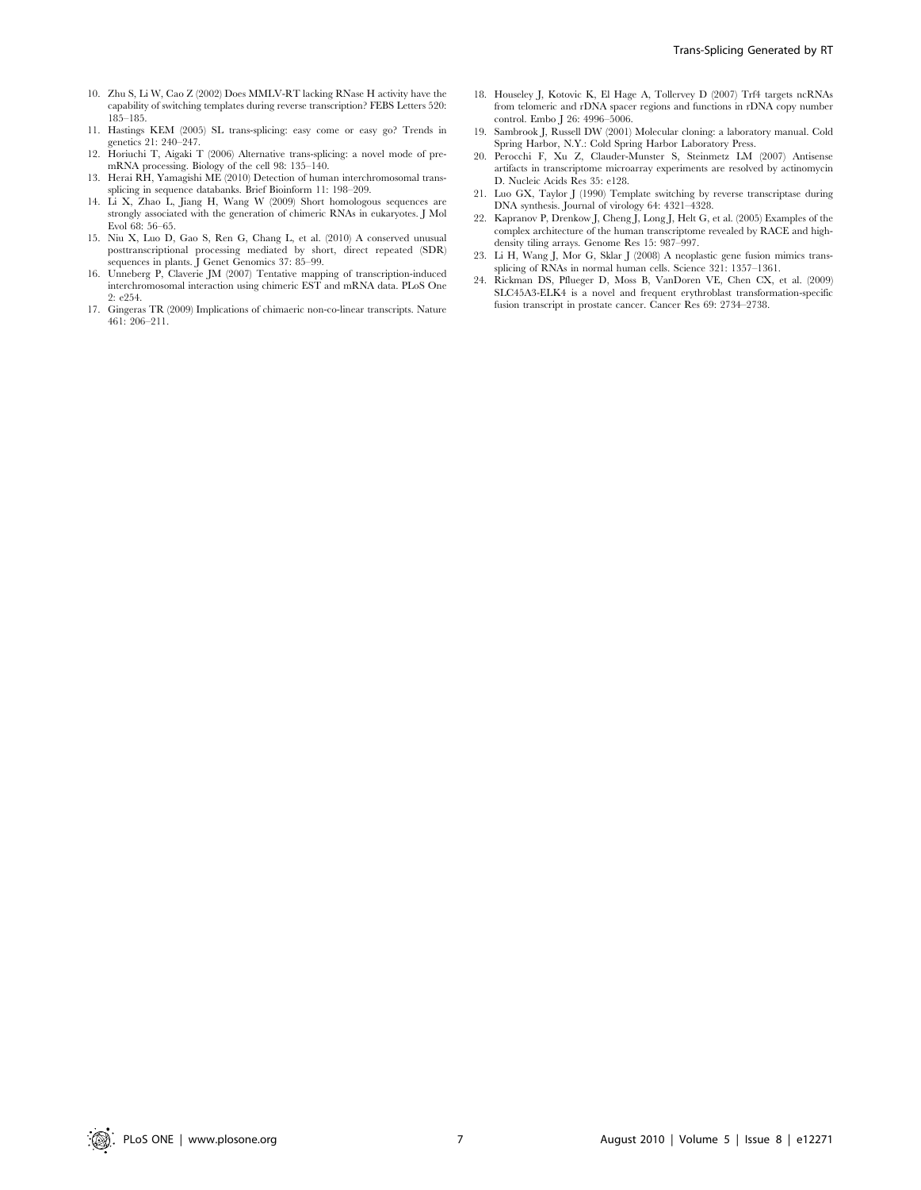10. Zhu S, Li W, Cao Z (2002) Does MMLV-RT lacking RNase H activity have the capability of switching templates during reverse transcription? FEBS Letters 520: 185–185.
11. Hastings KEM (2005) SL trans-splicing: easy come or easy go? Trends in genetics 21: 240–247.
12. Horiuchi T, Aigaki T (2006) Alternative trans-splicing: a novel mode of pre-mRNA processing. Biology of the cell 98: 135–140.
13. Herai RH, Yamagishi ME (2010) Detection of human interchromosomal trans-splicing in sequence databanks. Brief Bioinform 11: 198–209.
14. Li X, Zhao L, Jiang H, Wang W (2009) Short homologous sequences are strongly associated with the generation of chimeric RNAs in eukaryotes. J Mol Evol 68: 56–65.
15. Niu X, Luo D, Gao S, Ren G, Chang L, et al. (2010) A conserved unusual posttranscriptional processing mediated by short, direct repeated (SDR) sequences in plants. J Genet Genomics 37: 85–99.
16. Unneberg P, Claverie JM (2007) Tentative mapping of transcription-induced interchromosomal interaction using chimeric EST and mRNA data. PLoS One 2: e254.
17. Gingeras TR (2009) Implications of chimaeric non-co-linear transcripts. Nature 461: 206–211.
18. Houseley J, Kotovic K, El Hage A, Tollervey D (2007) Trf4 targets ncRNAs from telomeric and rDNA spacer regions and functions in rDNA copy number control. Embo J 26: 4996–5006.
19. Sambrook J, Russell DW (2001) Molecular cloning: a laboratory manual. Cold Spring Harbor, N.Y.: Cold Spring Harbor Laboratory Press.
20. Perocchi F, Xu Z, Clauder-Munster S, Steinmetz LM (2007) Antisense artifacts in transcriptome microarray experiments are resolved by actinomycin D. Nucleic Acids Res 35: e128.
21. Luo GX, Taylor J (1990) Template switching by reverse transcriptase during DNA synthesis. Journal of virology 64: 4321–4328.
22. Kapranov P, Drenkow J, Cheng J, Long J, Helt G, et al. (2005) Examples of the complex architecture of the human transcriptome revealed by RACE and high-density tiling arrays. Genome Res 15: 987–997.
23. Li H, Wang J, Mor G, Sklar J (2008) A neoplastic gene fusion mimics trans-splicing of RNAs in normal human cells. Science 321: 1357–1361.
24. Rickman DS, Pflueger D, Moss B, VanDoren VE, Chen CX, et al. (2009) SLC45A3-ELK4 is a novel and frequent erythroblast transformation-specific fusion transcript in prostate cancer. Cancer Res 69: 2734–2738.